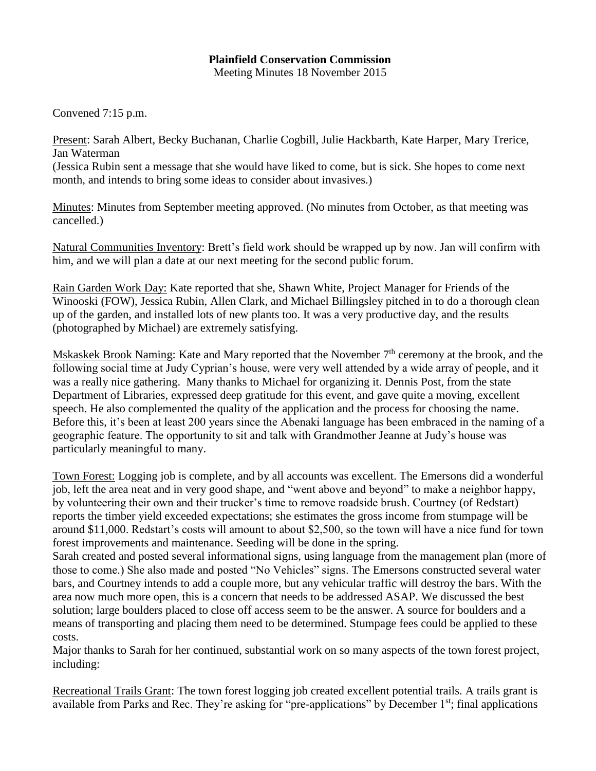**Plainfield Conservation Commission**

Meeting Minutes 18 November 2015

Convened 7:15 p.m.

Present: Sarah Albert, Becky Buchanan, Charlie Cogbill, Julie Hackbarth, Kate Harper, Mary Trerice, Jan Waterman

(Jessica Rubin sent a message that she would have liked to come, but is sick. She hopes to come next month, and intends to bring some ideas to consider about invasives.)

Minutes: Minutes from September meeting approved. (No minutes from October, as that meeting was cancelled.)

Natural Communities Inventory: Brett's field work should be wrapped up by now. Jan will confirm with him, and we will plan a date at our next meeting for the second public forum.

Rain Garden Work Day: Kate reported that she, Shawn White, Project Manager for Friends of the Winooski (FOW), Jessica Rubin, Allen Clark, and Michael Billingsley pitched in to do a thorough clean up of the garden, and installed lots of new plants too. It was a very productive day, and the results (photographed by Michael) are extremely satisfying.

Mskaskek Brook Naming: Kate and Mary reported that the November 7th ceremony at the brook, and the following social time at Judy Cyprian's house, were very well attended by a wide array of people, and it was a really nice gathering. Many thanks to Michael for organizing it. Dennis Post, from the state Department of Libraries, expressed deep gratitude for this event, and gave quite a moving, excellent speech. He also complemented the quality of the application and the process for choosing the name. Before this, it's been at least 200 years since the Abenaki language has been embraced in the naming of a geographic feature. The opportunity to sit and talk with Grandmother Jeanne at Judy's house was particularly meaningful to many.

Town Forest: Logging job is complete, and by all accounts was excellent. The Emersons did a wonderful job, left the area neat and in very good shape, and "went above and beyond" to make a neighbor happy, by volunteering their own and their trucker's time to remove roadside brush. Courtney (of Redstart) reports the timber yield exceeded expectations; she estimates the gross income from stumpage will be around $11,000. Redstart's costs will amount to about $2,500, so the town will have a nice fund for town forest improvements and maintenance. Seeding will be done in the spring.

Sarah created and posted several informational signs, using language from the management plan (more of those to come.) She also made and posted "No Vehicles" signs. The Emersons constructed several water bars, and Courtney intends to add a couple more, but any vehicular traffic will destroy the bars. With the area now much more open, this is a concern that needs to be addressed ASAP. We discussed the best solution; large boulders placed to close off access seem to be the answer. A source for boulders and a means of transporting and placing them need to be determined. Stumpage fees could be applied to these costs.

Major thanks to Sarah for her continued, substantial work on so many aspects of the town forest project, including:

Recreational Trails Grant: The town forest logging job created excellent potential trails. A trails grant is available from Parks and Rec. They're asking for "pre-applications" by December 1st; final applications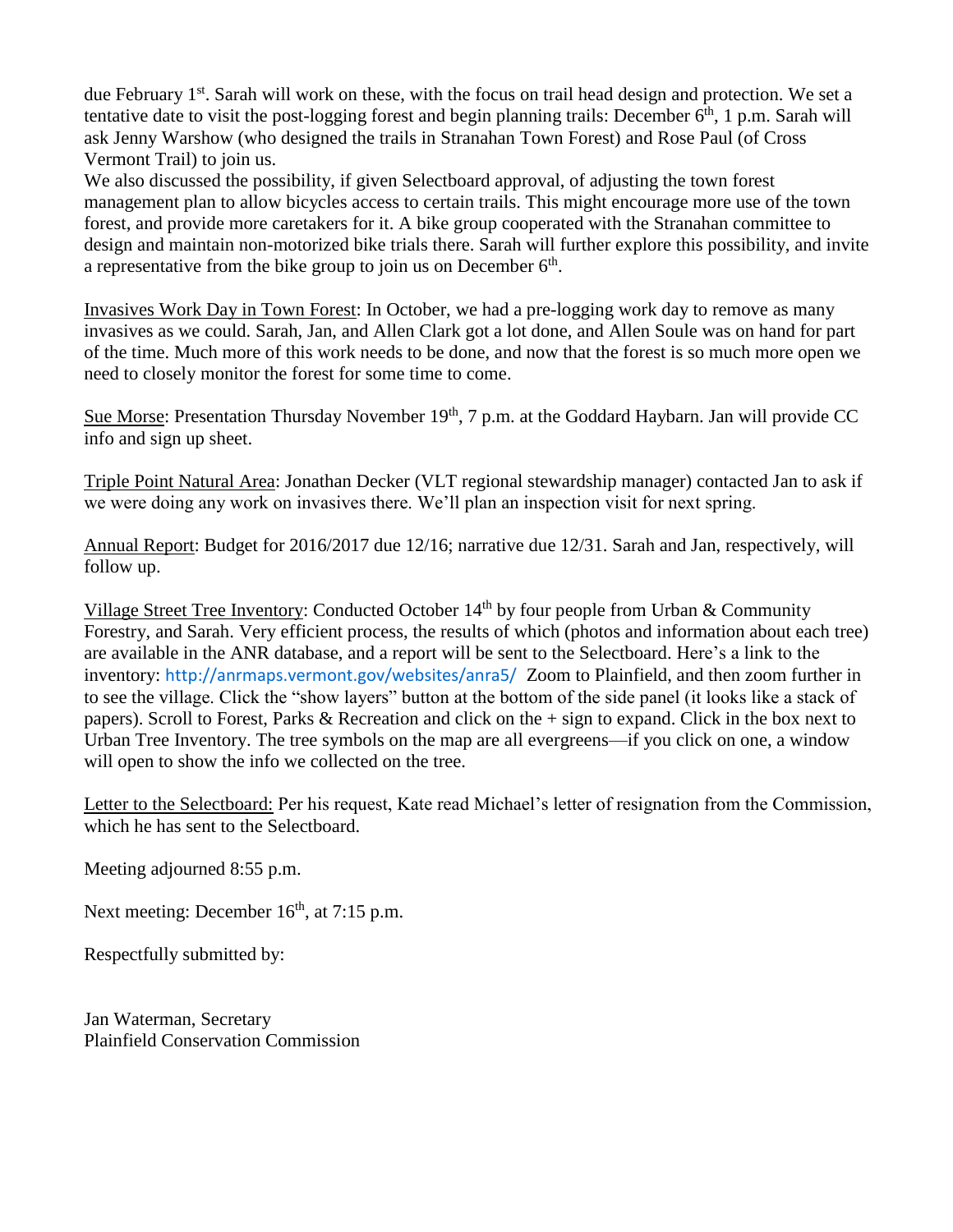due February 1st. Sarah will work on these, with the focus on trail head design and protection. We set a tentative date to visit the post-logging forest and begin planning trails: December 6th, 1 p.m. Sarah will ask Jenny Warshow (who designed the trails in Stranahan Town Forest) and Rose Paul (of Cross Vermont Trail) to join us.

We also discussed the possibility, if given Selectboard approval, of adjusting the town forest management plan to allow bicycles access to certain trails. This might encourage more use of the town forest, and provide more caretakers for it. A bike group cooperated with the Stranahan committee to design and maintain non-motorized bike trials there. Sarah will further explore this possibility, and invite a representative from the bike group to join us on December 6th.

<u>Invasives Work Day in Town Forest</u>: In October, we had a pre-logging work day to remove as many invasives as we could. Sarah, Jan, and Allen Clark got a lot done, and Allen Soule was on hand for part of the time. Much more of this work needs to be done, and now that the forest is so much more open we need to closely monitor the forest for some time to come.

<u>Sue Morse</u>: Presentation Thursday November 19th, 7 p.m. at the Goddard Haybarn. Jan will provide CC info and sign up sheet.

<u>Triple Point Natural Area</u>: Jonathan Decker (VLT regional stewardship manager) contacted Jan to ask if we were doing any work on invasives there. We'll plan an inspection visit for next spring.

<u>Annual Report</u>: Budget for 2016/2017 due 12/16; narrative due 12/31. Sarah and Jan, respectively, will follow up.

<u>Village Street Tree Inventory</u>: Conducted October 14th by four people from Urban & Community Forestry, and Sarah. Very efficient process, the results of which (photos and information about each tree) are available in the ANR database, and a report will be sent to the Selectboard. Here's a link to the inventory: http://anrmaps.vermont.gov/websites/anra5/ Zoom to Plainfield, and then zoom further in to see the village. Click the "show layers" button at the bottom of the side panel (it looks like a stack of papers). Scroll to Forest, Parks & Recreation and click on the + sign to expand. Click in the box next to Urban Tree Inventory. The tree symbols on the map are all evergreens—if you click on one, a window will open to show the info we collected on the tree.

<u>Letter to the Selectboard:</u> Per his request, Kate read Michael's letter of resignation from the Commission, which he has sent to the Selectboard.

Meeting adjourned 8:55 p.m.

Next meeting: December 16th, at 7:15 p.m.

Respectfully submitted by:

Jan Waterman, Secretary
Plainfield Conservation Commission